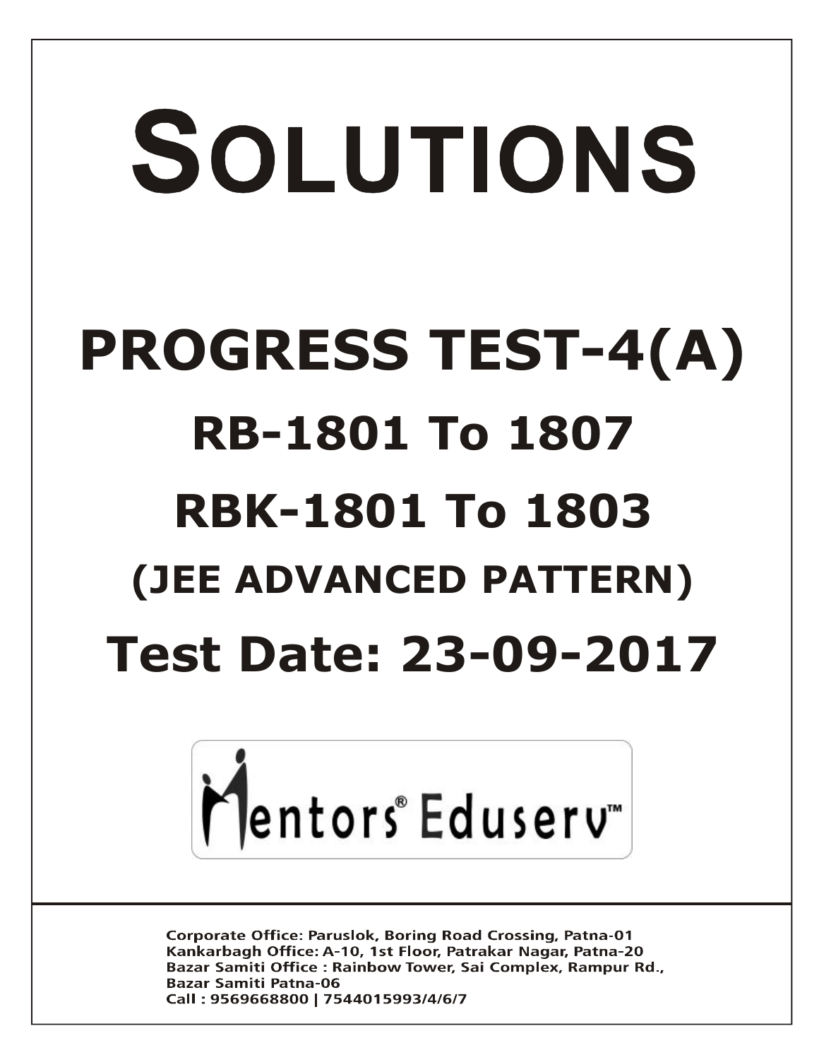# SOLUTIONS

# PROGRESS TEST-4(A)

## RB-1801 To 1807

## RBK-1801 To 1803

## (JEE ADVANCED PATTERN)

## Test Date: 23-09-2017

Mentors® Eduserv™

**Corporate Office: Paruslok, Boring Road Crossing, Patna-01**
**Kankarbagh Office: A-10, 1st Floor, Patrakar Nagar, Patna-20**
**Bazar Samiti Office : Rainbow Tower, Sai Complex, Rampur Rd., Bazar Samiti Patna-06**
**Call : 9569668800 | 7544015993/4/6/7**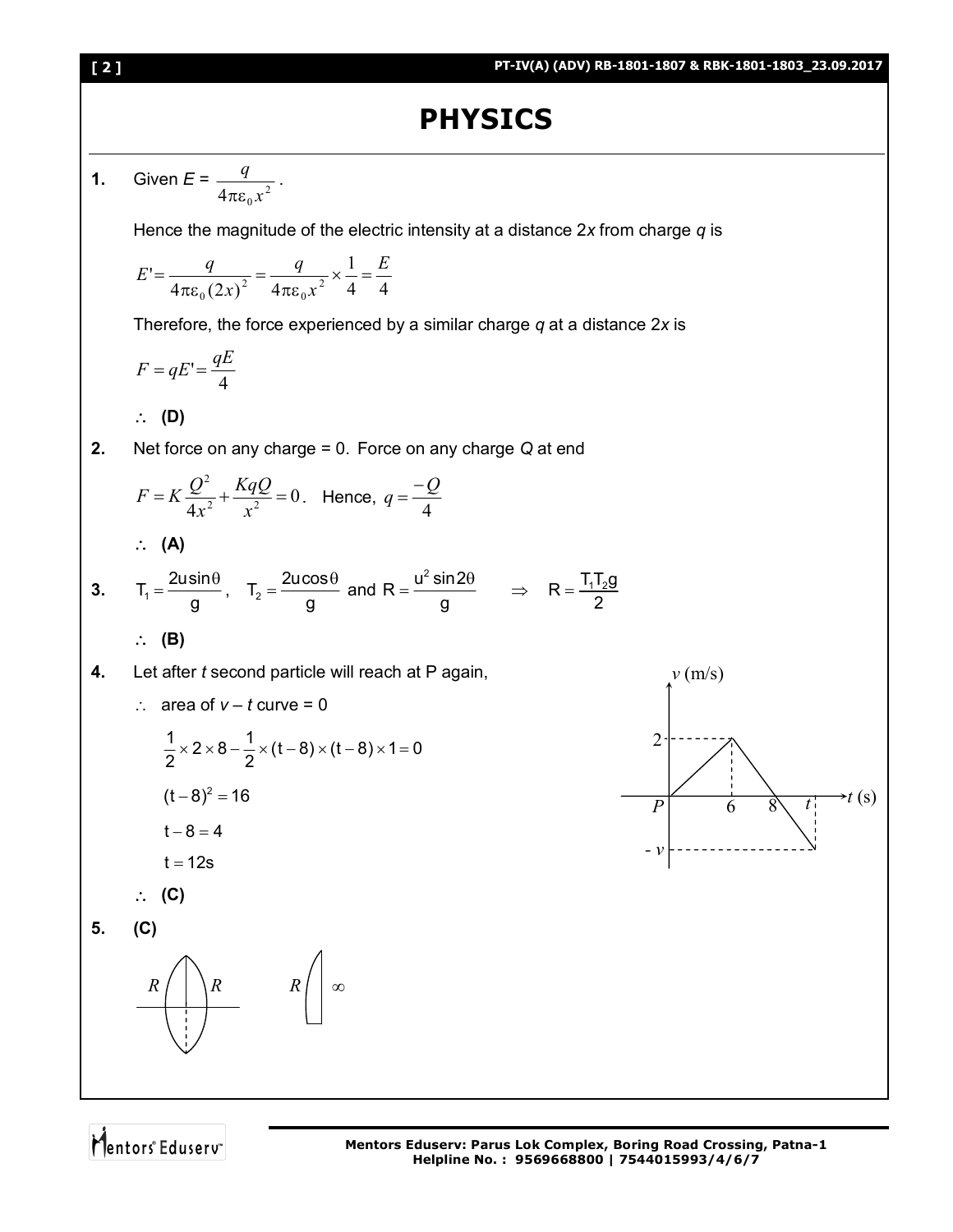# PHYSICS

**1.** Given $E = \dfrac{q}{4\pi\varepsilon_0 x^2}$.

Hence the magnitude of the electric intensity at a distance 2*x* from charge *q* is

$$E' = \frac{q}{4\pi\varepsilon_0 (2x)^2} = \frac{q}{4\pi\varepsilon_0 x^2} \times \frac{1}{4} = \frac{E}{4}$$

Therefore, the force experienced by a similar charge *q* at a distance 2*x* is

$$F = qE' = \frac{qE}{4}$$

$\therefore$ **(D)**

**2.** Net force on any charge = 0. Force on any charge *Q* at end

$$F = K\frac{Q^2}{4x^2} + \frac{KqQ}{x^2} = 0. \quad \text{Hence, } q = \frac{-Q}{4}$$

$\therefore$ **(A)**

**3.** $T_1 = \dfrac{2u\sin\theta}{g}$, $T_2 = \dfrac{2u\cos\theta}{g}$ and $R = \dfrac{u^2 \sin 2\theta}{g}$ $\Rightarrow$ $R = \dfrac{T_1 T_2 g}{2}$

$\therefore$ **(B)**

**4.** Let after *t* second particle will reach at P again,

$\therefore$ area of $v - t$ curve = 0

$$\frac{1}{2} \times 2 \times 8 - \frac{1}{2} \times (t-8) \times (t-8) \times 1 = 0$$

$$(t-8)^2 = 16$$

$$t - 8 = 4$$

$$t = 12\text{s}$$

$\therefore$ **(C)**

**5.** **(C)**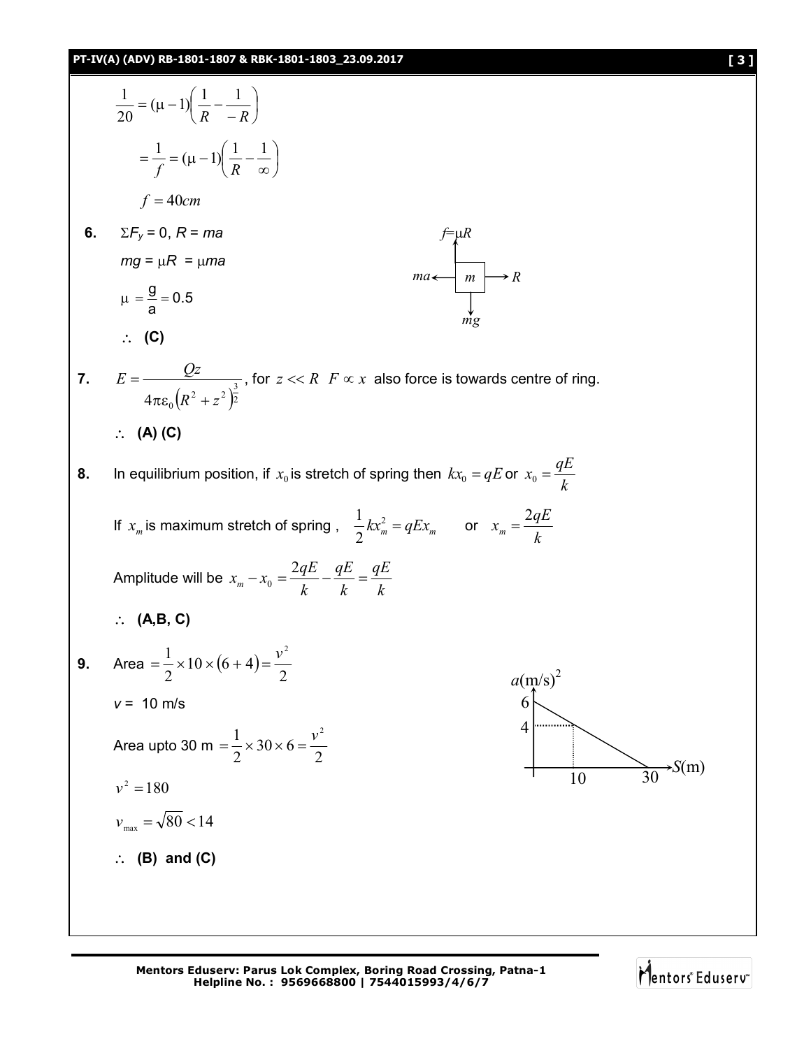$$\frac{1}{20} = (\mu - 1)\left(\frac{1}{R} - \frac{1}{-R}\right)$$

$$= \frac{1}{f} = (\mu - 1)\left(\frac{1}{R} - \frac{1}{\infty}\right)$$

$$f = 40cm$$

**6.** $\Sigma F_y = 0$, $R = ma$

$mg = \mu R = \mu ma$

$\mu = \frac{g}{a} = 0.5$

$f = \mu R$, $ma$, $m$, $R$, $mg$

$\therefore$ **(C)**

**7.** $E = \frac{Qz}{4\pi\varepsilon_0\left(R^2 + z^2\right)^{\frac{3}{2}}}$, for $z << R$ $F \propto x$ also force is towards centre of ring.

$\therefore$ **(A) (C)**

**8.** In equilibrium position, if $x_0$ is stretch of spring then $kx_0 = qE$ or $x_0 = \frac{qE}{k}$

If $x_m$ is maximum stretch of spring , $\frac{1}{2}kx_m^2 = qEx_m$ or $x_m = \frac{2qE}{k}$

Amplitude will be $x_m - x_0 = \frac{2qE}{k} - \frac{qE}{k} = \frac{qE}{k}$

$\therefore$ **(A,B, C)**

**9.** Area $= \frac{1}{2} \times 10 \times (6 + 4) = \frac{v^2}{2}$

$v = 10$ m/s

Area upto 30 m $= \frac{1}{2} \times 30 \times 6 = \frac{v^2}{2}$

$v^2 = 180$

$v_{max} = \sqrt{80} < 14$

$a(\text{m/s})^2$: 6, 4; $S$(m): 10, 30

$\therefore$ **(B) and (C)**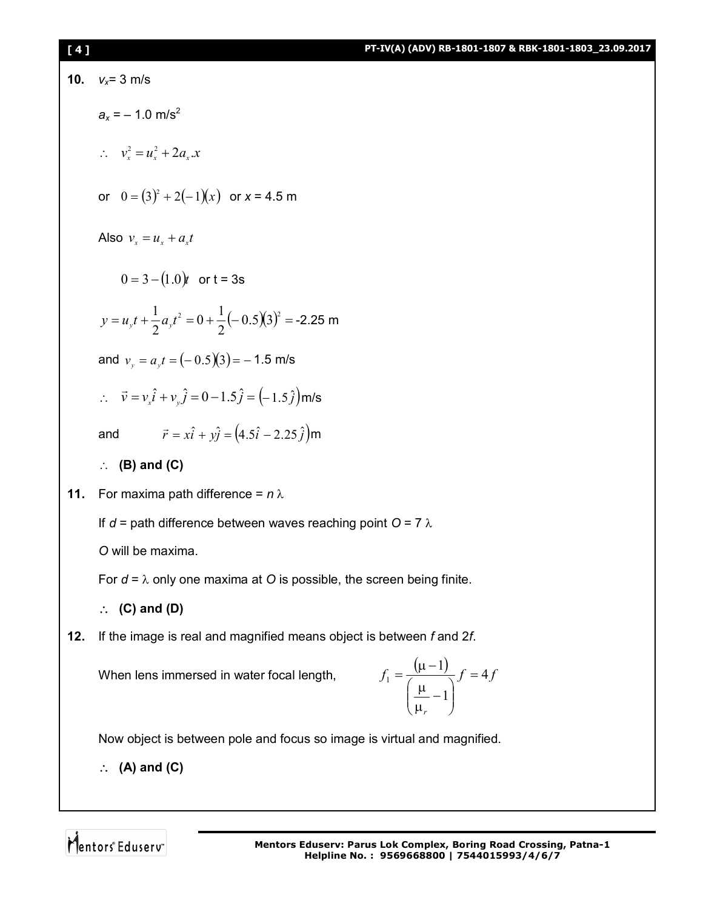**10.** $v_x = 3$ m/s

$a_x = -1.0$ m/s$^2$

$\therefore \quad v_x^2 = u_x^2 + 2a_x.x$

or $\quad 0 = (3)^2 + 2(-1)(x)$ or $x = 4.5$ m

Also $v_x = u_x + a_x t$

$0 = 3 - (1.0)t$ or t = 3s

$y = u_y t + \frac{1}{2}a_y t^2 = 0 + \frac{1}{2}(-0.5)(3)^2 =$ -2.25 m

and $v_y = a_y t = (-0.5)(3) = -1.5$ m/s

$\therefore \quad \vec{v} = v_x\hat{i} + v_y\hat{j} = 0 - 1.5\hat{j} = (-1.5\hat{j})$m/s

and $\quad \vec{r} = x\hat{i} + y\hat{j} = (4.5\hat{i} - 2.25\hat{j})$m

$\therefore$ **(B) and (C)**

**11.** For maxima path difference = $n\,\lambda$

If $d$ = path difference between waves reaching point $O = 7\,\lambda$

$O$ will be maxima.

For $d = \lambda$ only one maxima at $O$ is possible, the screen being finite.

$\therefore$ **(C) and (D)**

**12.** If the image is real and magnified means object is between $f$ and $2f$.

When lens immersed in water focal length, $\quad f_1 = \dfrac{(\mu - 1)}{\left(\dfrac{\mu}{\mu_r} - 1\right)} f = 4f$

Now object is between pole and focus so image is virtual and magnified.

$\therefore$ **(A) and (C)**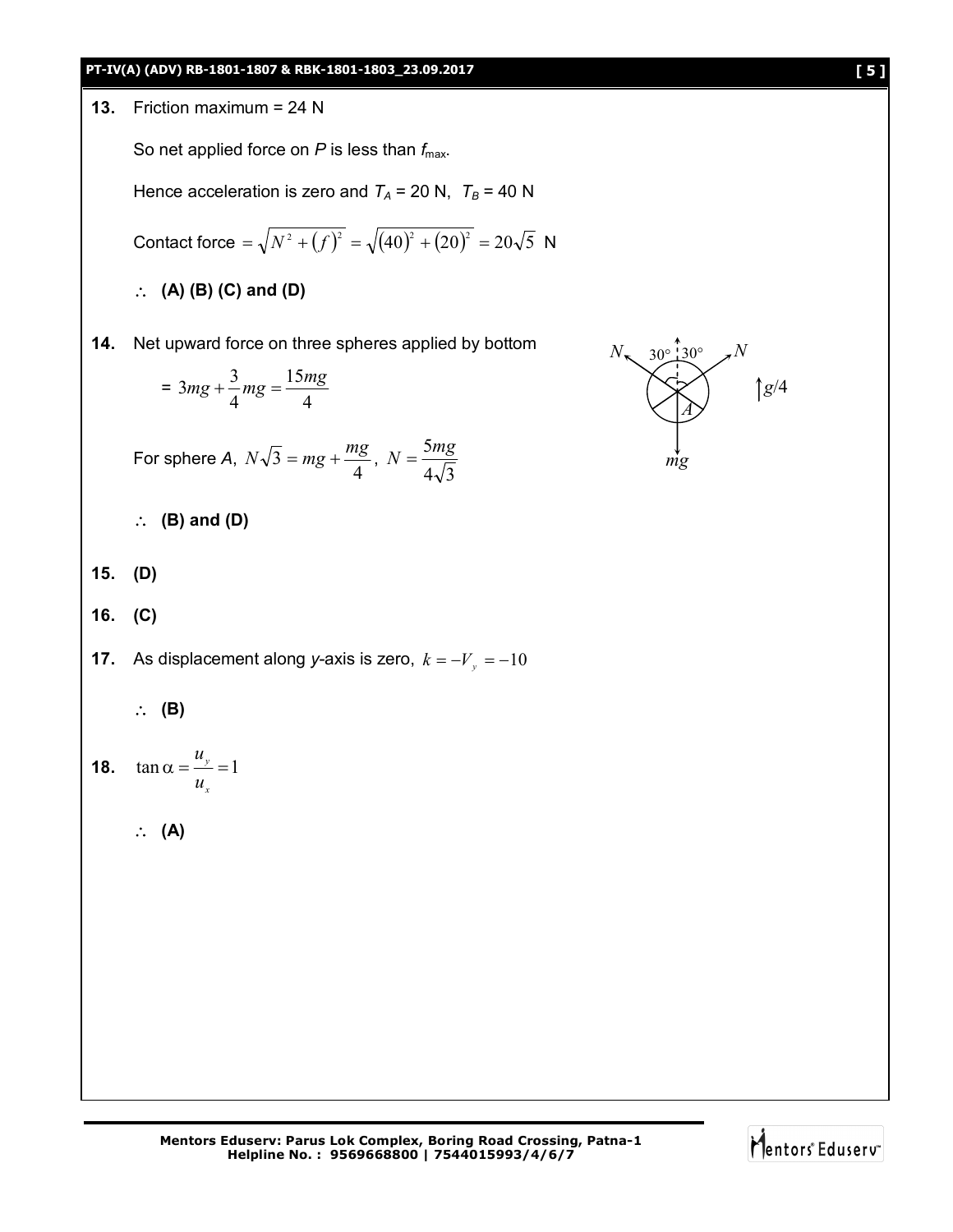**13.** Friction maximum = 24 N

So net applied force on $P$ is less than $f_{max}$.

Hence acceleration is zero and $T_A$ = 20 N, $T_B$ = 40 N

Contact force $= \sqrt{N^2 + (f)^2} = \sqrt{(40)^2 + (20)^2} = 20\sqrt{5}$ N

$\therefore$ **(A) (B) (C) and (D)**

**14.** Net upward force on three spheres applied by bottom

$= 3mg + \frac{3}{4}mg = \frac{15mg}{4}$

For sphere $A$, $N\sqrt{3} = mg + \frac{mg}{4}$, $N = \frac{5mg}{4\sqrt{3}}$

$\therefore$ **(B) and (D)**

**15.** **(D)**

**16.** **(C)**

**17.** As displacement along $y$-axis is zero, $k = -V_y = -10$

$\therefore$ **(B)**

**18.** $\tan\alpha = \frac{u_y}{u_x} = 1$

$\therefore$ **(A)**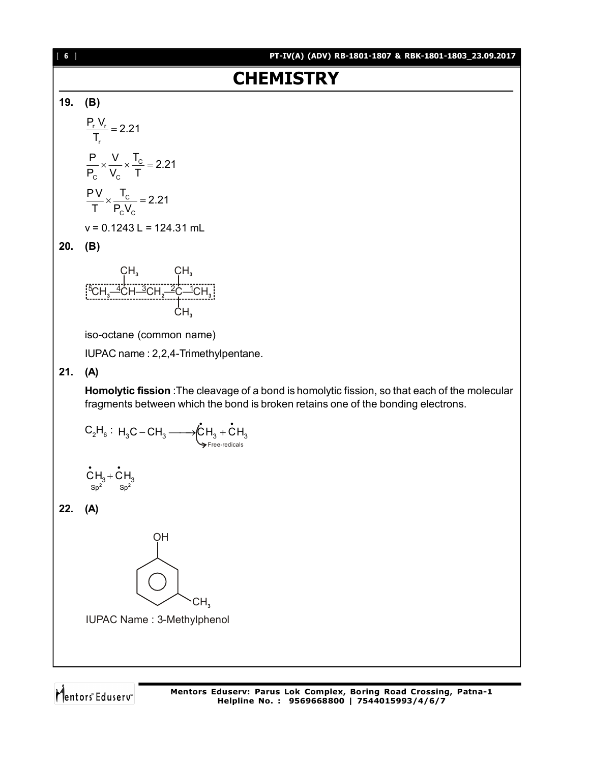# CHEMISTRY

**19. (B)**

$$\frac{P_r V_r}{T_r} = 2.21$$

$$\frac{P}{P_C} \times \frac{V}{V_C} \times \frac{T_C}{T} = 2.21$$

$$\frac{PV}{T} \times \frac{T_C}{P_C V_C} = 2.21$$

v = 0.1243 L = 124.31 mL

**20. (B)**

$$\overset{5}{C}H_3-\overset{4}{C}H(CH_3)-\overset{3}{C}H_2-\overset{2}{C}(CH_3)_2-\overset{1}{C}H_3$$

iso-octane (common name)

IUPAC name : 2,2,4-Trimethylpentane.

**21. (A)**

**Homolytic fission** :The cleavage of a bond is homolytic fission, so that each of the molecular fragments between which the bond is broken retains one of the bonding electrons.

$C_2H_6$ : $H_3C-CH_3 \longrightarrow \dot{C}H_3 + \dot{C}H_3$ (Free-redicals)

$\underset{Sp^2}{\dot{C}H_3} + \underset{Sp^2}{\dot{C}H_3}$

**22. (A)**

(Benzene ring with OH at position 1 and $CH_3$ at position 3)

IUPAC Name : 3-Methylphenol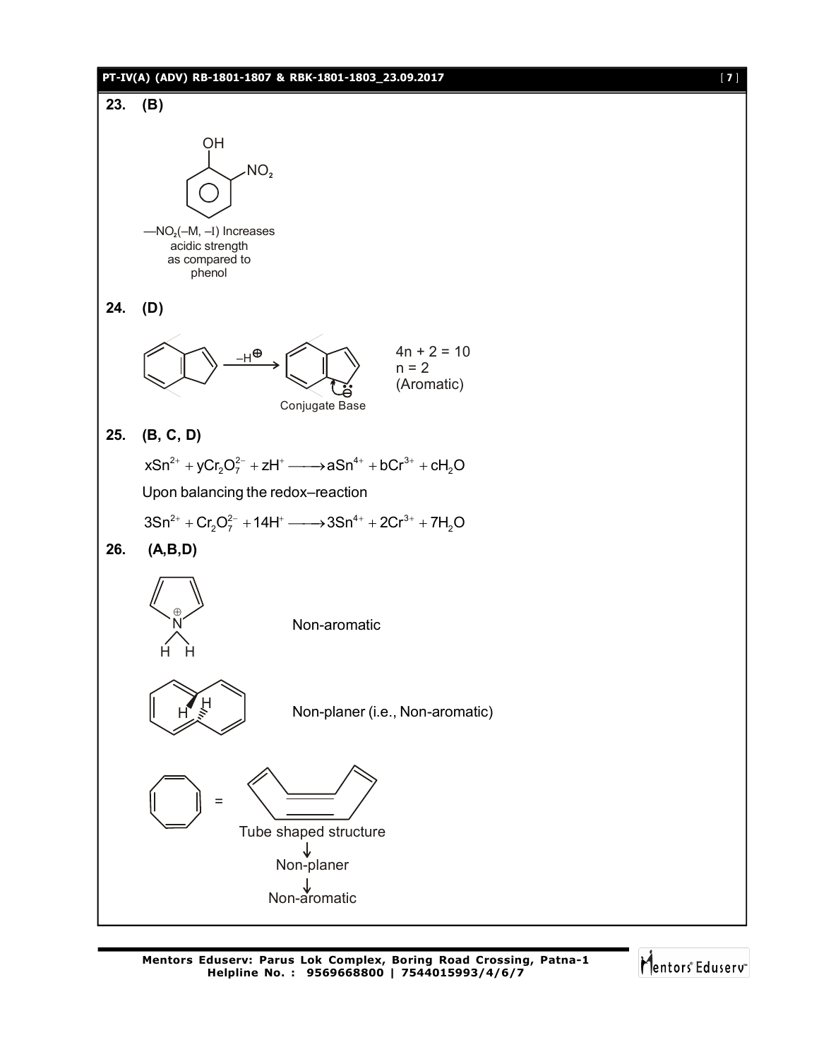**23. (B)**

OH, $NO_2$

—$NO_2$(–M, –I) Increases acidic strength as compared to phenol

**24. (D)**

$\xrightarrow{-H^{\oplus}}$

Conjugate Base

4n + 2 = 10
n = 2
(Aromatic)

**25. (B, C, D)**

$$xSn^{2+} + yCr_2O_7^{2-} + zH^+ \longrightarrow aSn^{4+} + bCr^{3+} + cH_2O$$

Upon balancing the redox–reaction

$$3Sn^{2+} + Cr_2O_7^{2-} + 14H^+ \longrightarrow 3Sn^{4+} + 2Cr^{3+} + 7H_2O$$

**26. (A,B,D)**

Non-aromatic

Non-planer (i.e., Non-aromatic)

Tube shaped structure
↓
Non-planer
↓
Non-aromatic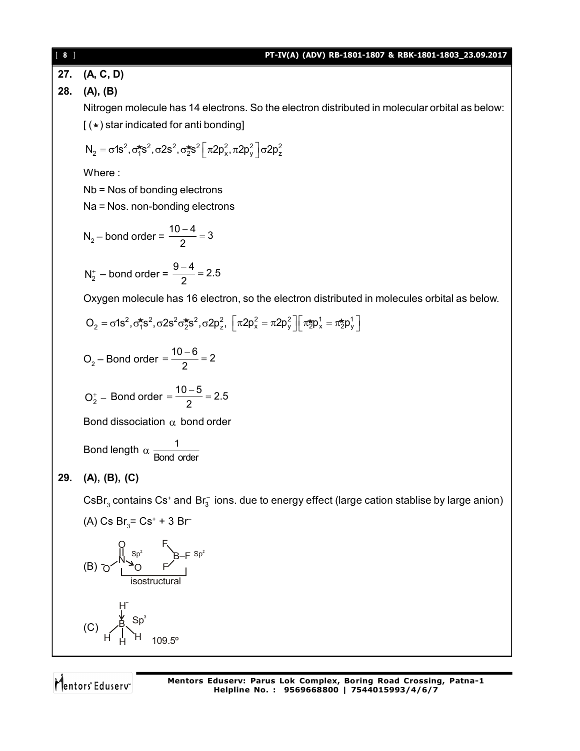**27. (A, C, D)**

**28. (A), (B)**

Nitrogen molecule has 14 electrons. So the electron distributed in molecular orbital as below:

[ (★) star indicated for anti bonding]

$$N_2 = \sigma 1s^2, \sigma_1^\star s^2, \sigma 2s^2, \sigma_2^\star s^2 \left[\pi 2p_x^2, \pi 2p_y^2\right] \sigma 2p_z^2$$

Where :

Nb = Nos of bonding electrons

Na = Nos. non-bonding electrons

$$N_2 - \text{bond order} = \frac{10-4}{2} = 3$$

$$N_2^+ - \text{bond order} = \frac{9-4}{2} = 2.5$$

Oxygen molecule has 16 electron, so the electron distributed in molecules orbital as below.

$$O_2 = \sigma 1s^2, \sigma_1^\star s^2, \sigma 2s^2 \sigma_2^\star s^2, \sigma 2p_z^2, \left[\pi 2p_x^2 = \pi 2p_y^2\right]\left[\pi_2^\star p_x^1 = \pi_2^\star p_y^1\right]$$

$$O_2 - \text{Bond order} = \frac{10-6}{2} = 2$$

$$O_2^+ - \text{Bond order} = \frac{10-5}{2} = 2.5$$

Bond dissociation $\alpha$ bond order

$$\text{Bond length } \alpha \frac{1}{\text{Bond order}}$$

**29. (A), (B), (C)**

$CsBr_3$ contains $Cs^+$ and $Br_3^-$ ions. due to energy effect (large cation stablise by large anion)

(A) Cs $Br_3$= $Cs^+$ + 3 $Br^-$

(B) $NO_3^-$ (N: $Sp^2$) and $BF_3$ (B: $Sp^2$) — isostructural

(C) $BH_4^-$ (B: $Sp^3$) 109.5º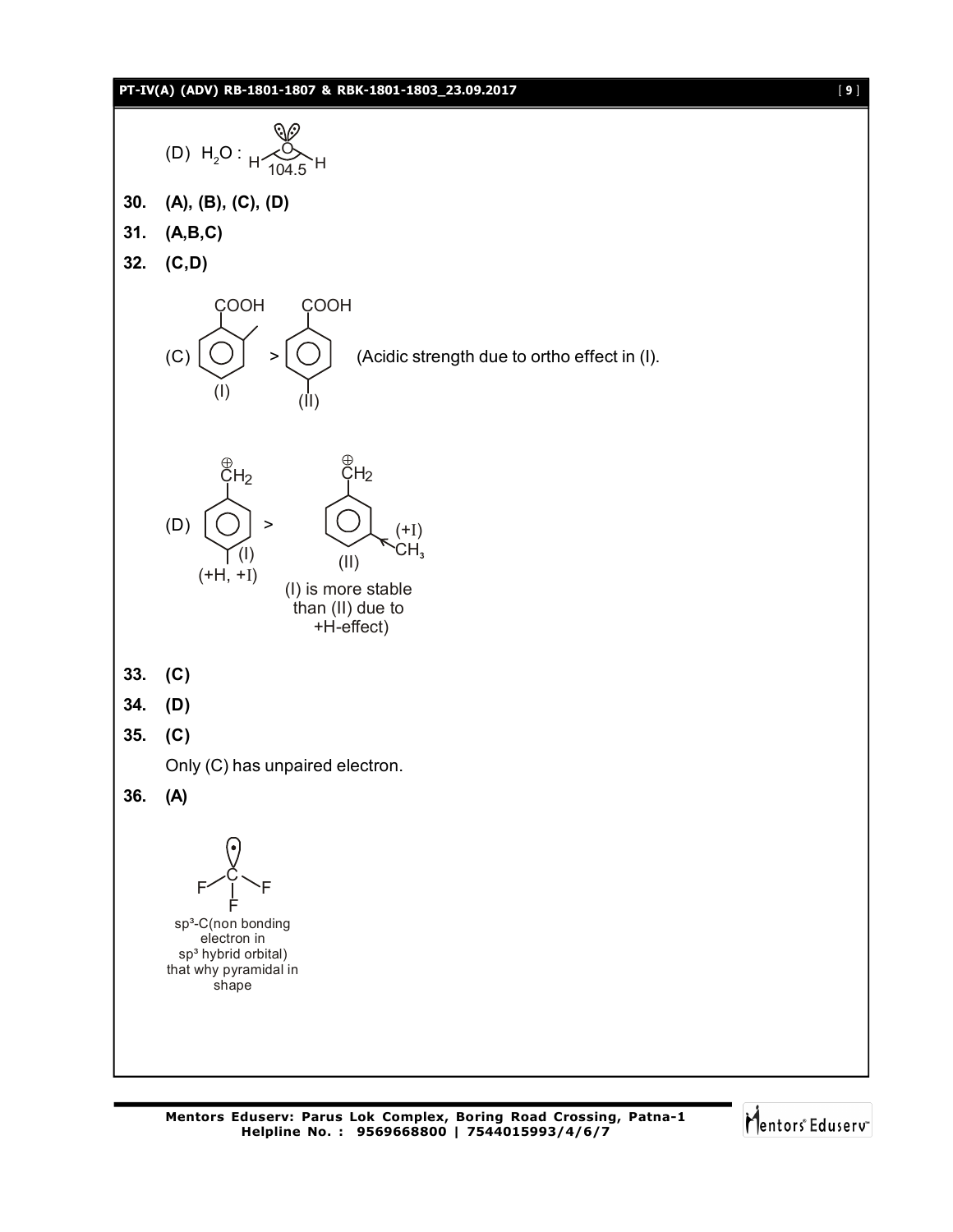(D) $H_2O$ : H–O–H (104.5)

**30.** **(A), (B), (C), (D)**

**31.** **(A,B,C)**

**32.** **(C,D)**

(C) (I) > (II) (Acidic strength due to ortho effect in (I).

(D) (I) > (II)

(+H, +I) (+I) $CH_3$

(I) is more stable than (II) due to +H-effect)

**33.** **(C)**

**34.** **(D)**

**35.** **(C)**

Only (C) has unpaired electron.

**36.** **(A)**

$sp^3$-C(non bonding electron in $sp^3$ hybrid orbital) that why pyramidal in shape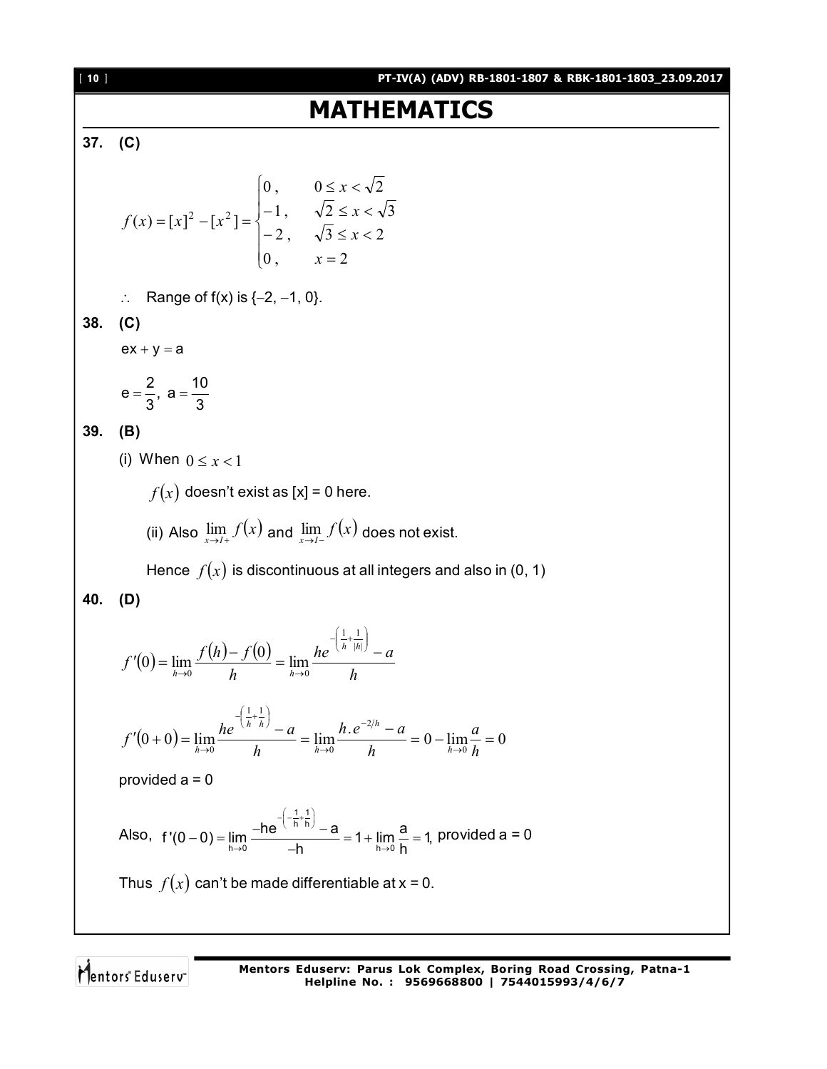# MATHEMATICS

**37. (C)**

$$f(x)=[x]^2-[x^2]=\begin{cases}0, & 0\le x<\sqrt{2}\\ -1, & \sqrt{2}\le x<\sqrt{3}\\ -2, & \sqrt{3}\le x<2\\ 0, & x=2\end{cases}$$

$\therefore$ Range of f(x) is {–2, –1, 0}.

**38. (C)**

$ex+y=a$

$e=\dfrac{2}{3},\ a=\dfrac{10}{3}$

**39. (B)**

(i) When $0\le x<1$

$f(x)$ doesn't exist as [x] = 0 here.

(ii) Also $\lim\limits_{x\to I+} f(x)$ and $\lim\limits_{x\to I-} f(x)$ does not exist.

Hence $f(x)$ is discontinuous at all integers and also in (0, 1)

**40. (D)**

$$f'(0)=\lim_{h\to 0}\frac{f(h)-f(0)}{h}=\lim_{h\to 0}\frac{he^{-\left(\frac{1}{h}+\frac{1}{|h|}\right)}-a}{h}$$

$$f'(0+0)=\lim_{h\to 0}\frac{he^{-\left(\frac{1}{h}+\frac{1}{h}\right)}-a}{h}=\lim_{h\to 0}\frac{h.e^{-2/h}-a}{h}=0-\lim_{h\to 0}\frac{a}{h}=0$$

provided a = 0

Also, $f'(0-0)=\lim\limits_{h\to 0}\dfrac{-he^{-\left(-\frac{1}{h}+\frac{1}{h}\right)}-a}{-h}=1+\lim\limits_{h\to 0}\dfrac{a}{h}=1$, provided a = 0

Thus $f(x)$ can't be made differentiable at x = 0.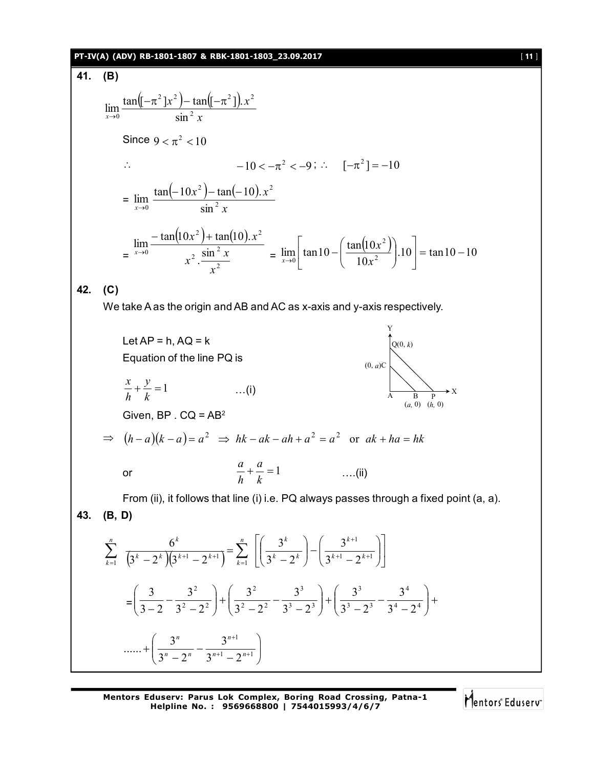**41. (B)**

$$\lim_{x\to 0}\frac{\tan([-\pi^2]x^2)-\tan([-\pi^2]).x^2}{\sin^2 x}$$

Since $9 < \pi^2 < 10$

$\therefore \quad -10 < -\pi^2 < -9$ ; $\therefore \quad [-\pi^2] = -10$

$$= \lim_{x\to 0}\frac{\tan(-10x^2)-\tan(-10).x^2}{\sin^2 x}$$

$$= \lim_{x\to 0}\frac{-\tan(10x^2)+\tan(10).x^2}{x^2.\dfrac{\sin^2 x}{x^2}} = \lim_{x\to 0}\left[\tan 10-\left(\frac{\tan(10x^2)}{10x^2}\right).10\right] = \tan 10 - 10$$

**42. (C)**

We take A as the origin and AB and AC as x-axis and y-axis respectively.

Let AP = h, AQ = k

Equation of the line PQ is

$$\frac{x}{h}+\frac{y}{k}=1 \qquad \text{...(i)}$$

Given, BP . CQ = AB²

$\Rightarrow \ (h-a)(k-a)=a^2 \ \Rightarrow \ hk-ak-ah+a^2=a^2 \ \text{ or } \ ak+ha=hk$

or $$\frac{a}{h}+\frac{a}{k}=1 \qquad \text{....(ii)}$$

From (ii), it follows that line (i) i.e. PQ always passes through a fixed point (a, a).

**43. (B, D)**

$$\sum_{k=1}^{n}\frac{6^k}{(3^k-2^k)(3^{k+1}-2^{k+1})}=\sum_{k=1}^{n}\left[\left(\frac{3^k}{3^k-2^k}\right)-\left(\frac{3^{k+1}}{3^{k+1}-2^{k+1}}\right)\right]$$

$$=\left(\frac{3}{3-2}-\frac{3^2}{3^2-2^2}\right)+\left(\frac{3^2}{3^2-2^2}-\frac{3^3}{3^3-2^3}\right)+\left(\frac{3^3}{3^3-2^3}-\frac{3^4}{3^4-2^4}\right)+$$

$$......+\left(\frac{3^n}{3^n-2^n}-\frac{3^{n+1}}{3^{n+1}-2^{n+1}}\right)$$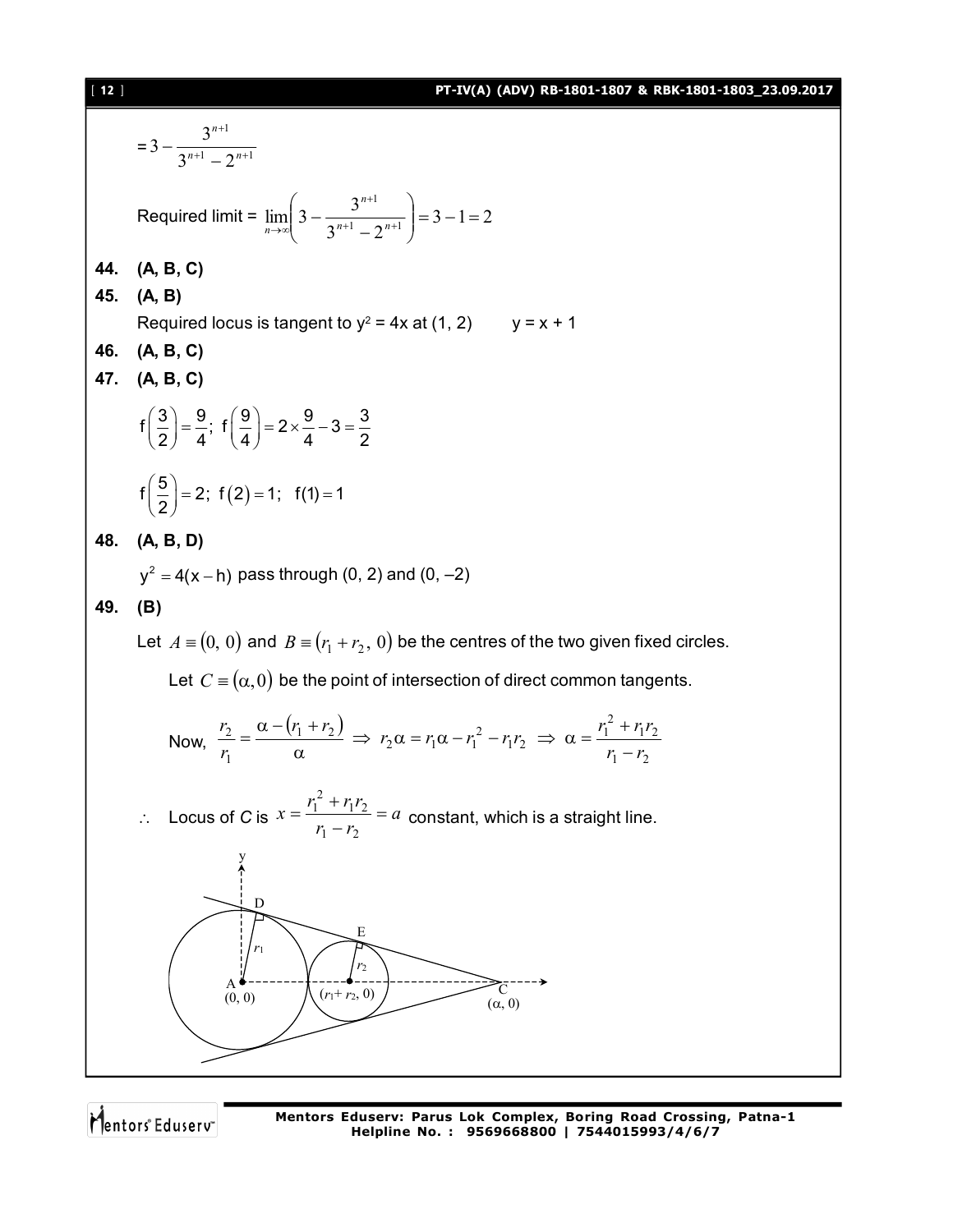$$= 3 - \frac{3^{n+1}}{3^{n+1} - 2^{n+1}}$$

Required limit = $\lim_{n \to \infty}\left(3 - \frac{3^{n+1}}{3^{n+1} - 2^{n+1}}\right) = 3 - 1 = 2$

**44. (A, B, C)**

**45. (A, B)**

Required locus is tangent to $y^2 = 4x$ at (1, 2) $\quad y = x + 1$

**46. (A, B, C)**

**47. (A, B, C)**

$$f\left(\frac{3}{2}\right) = \frac{9}{4};\; f\left(\frac{9}{4}\right) = 2 \times \frac{9}{4} - 3 = \frac{3}{2}$$

$$f\left(\frac{5}{2}\right) = 2;\; f(2) = 1;\; f(1) = 1$$

**48. (A, B, D)**

$y^2 = 4(x - h)$ pass through (0, 2) and (0, –2)

**49. (B)**

Let $A \equiv (0, 0)$ and $B \equiv (r_1 + r_2, 0)$ be the centres of the two given fixed circles.

Let $C \equiv (\alpha, 0)$ be the point of intersection of direct common tangents.

Now, $\frac{r_2}{r_1} = \frac{\alpha - (r_1 + r_2)}{\alpha} \Rightarrow r_2\alpha = r_1\alpha - r_1^2 - r_1 r_2 \Rightarrow \alpha = \frac{r_1^2 + r_1 r_2}{r_1 - r_2}$

$\therefore$ Locus of $C$ is $x = \frac{r_1^2 + r_1 r_2}{r_1 - r_2} = a$ constant, which is a straight line.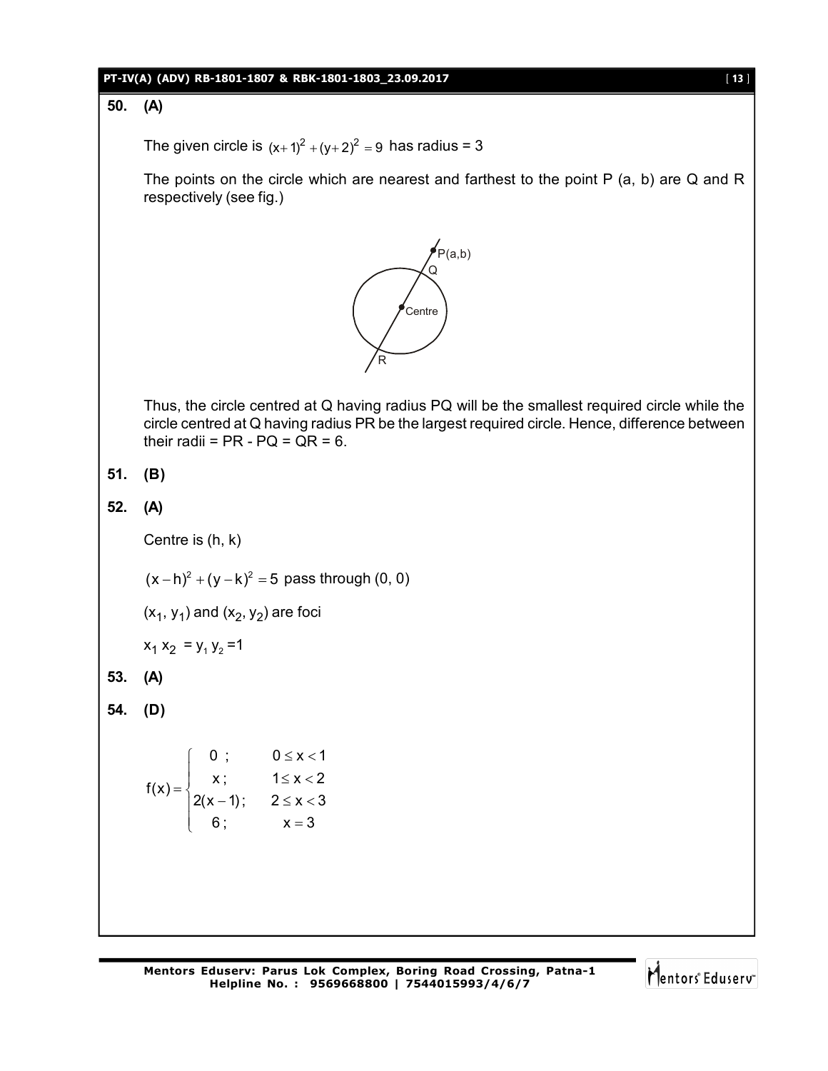**50. (A)**

The given circle is $(x+1)^2+(y+2)^2=9$ has radius = 3

The points on the circle which are nearest and farthest to the point P (a, b) are Q and R respectively (see fig.)

P(a,b)

Q

Centre

R

Thus, the circle centred at Q having radius PQ will be the smallest required circle while the circle centred at Q having radius PR be the largest required circle. Hence, difference between their radii = PR - PQ = QR = 6.

**51. (B)**

**52. (A)**

Centre is (h, k)

$(x-h)^2+(y-k)^2=5$ pass through (0, 0)

$(x_1, y_1)$ and $(x_2, y_2)$ are foci

$x_1 x_2 = y_1 y_2 = 1$

**53. (A)**

**54. (D)**

$$f(x)=\begin{cases} 0\ ; & 0\le x<1 \\ x\ ; & 1\le x<2 \\ 2(x-1)\ ; & 2\le x<3 \\ 6\ ; & x=3 \end{cases}$$